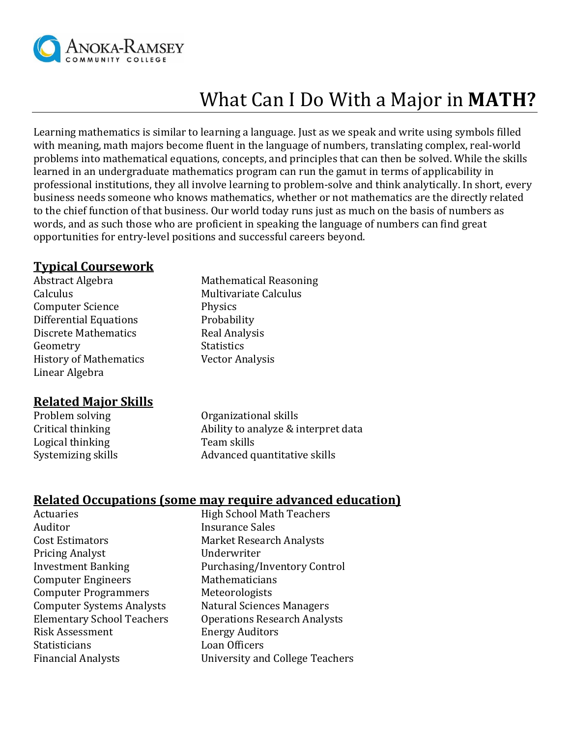# What Can I Do With a Major in **MATH?**

Learning mathematics is similar to learning a language. Just as we speak and write using symbols filled with meaning, math majors become fluent in the language of numbers, translating complex, real-world problems into mathematical equations, concepts, and principles that can then be solved. While the skills learned in an undergraduate mathematics program can run the gamut in terms of applicability in professional institutions, they all involve learning to problem-solve and think analytically. In short, every business needs someone who knows mathematics, whether or not mathematics are the directly related to the chief function of that business. Our world today runs just as much on the basis of numbers as words, and as such those who are proficient in speaking the language of numbers can find great opportunities for entry-level positions and successful careers beyond.

## Typical Coursework

- Abstract Algebra
- Calculus
- Computer Science
- Differential Equations
- Discrete Mathematics
- Geometry
- History of Mathematics
- Linear Algebra
- Mathematical Reasoning
- Multivariate Calculus
- Physics
- Probability
- Real Analysis
- Statistics
- Vector Analysis

## Related Major Skills

- Problem solving
- Critical thinking
- Logical thinking
- Systemizing skills
- Organizational skills
- Ability to analyze & interpret data
- Team skills
- Advanced quantitative skills

## Related Occupations (some may require advanced education)

- Actuaries
- Auditor
- Cost Estimators
- Pricing Analyst
- Investment Banking
- Computer Engineers
- Computer Programmers
- Computer Systems Analysts
- Elementary School Teachers
- Risk Assessment
- Statisticians
- Financial Analysts
- High School Math Teachers
- Insurance Sales
- Market Research Analysts
- Underwriter
- Purchasing/Inventory Control
- Mathematicians
- Meteorologists
- Natural Sciences Managers
- Operations Research Analysts
- Energy Auditors
- Loan Officers
- University and College Teachers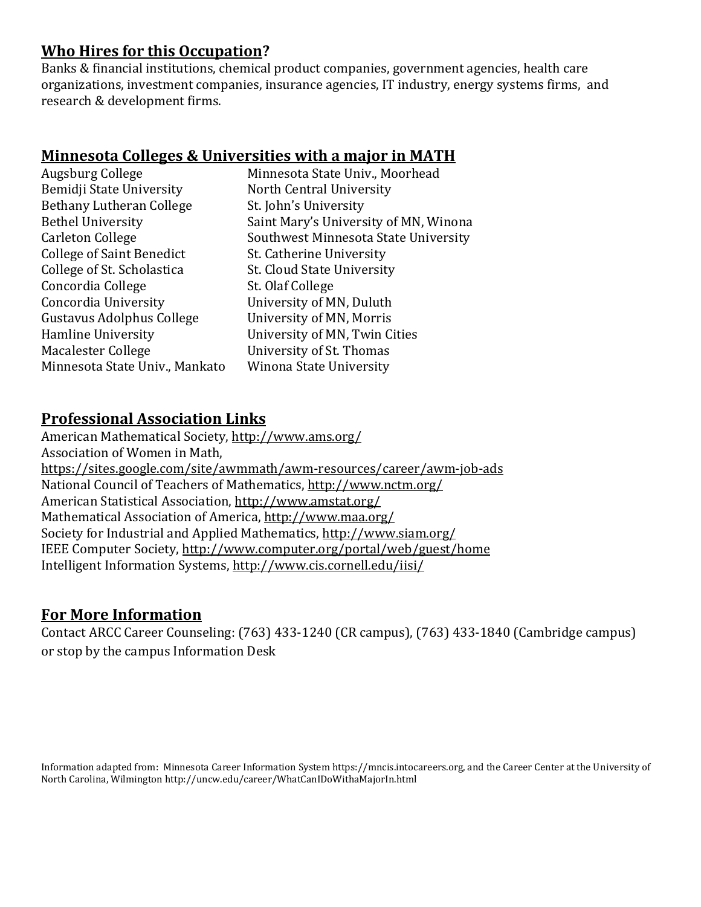## Who Hires for this Occupation?

Banks & financial institutions, chemical product companies, government agencies, health care organizations, investment companies, insurance agencies, IT industry, energy systems firms, and research & development firms.

## Minnesota Colleges & Universities with a major in MATH

- Augsburg College
- Bemidji State University
- Bethany Lutheran College
- Bethel University
- Carleton College
- College of Saint Benedict
- College of St. Scholastica
- Concordia College
- Concordia University
- Gustavus Adolphus College
- Hamline University
- Macalester College
- Minnesota State Univ., Mankato
- Minnesota State Univ., Moorhead
- North Central University
- St. John's University
- Saint Mary's University of MN, Winona
- Southwest Minnesota State University
- St. Catherine University
- St. Cloud State University
- St. Olaf College
- University of MN, Duluth
- University of MN, Morris
- University of MN, Twin Cities
- University of St. Thomas
- Winona State University

## Professional Association Links

American Mathematical Society, http://www.ams.org/
Association of Women in Math, https://sites.google.com/site/awmmath/awm-resources/career/awm-job-ads
National Council of Teachers of Mathematics, http://www.nctm.org/
American Statistical Association, http://www.amstat.org/
Mathematical Association of America, http://www.maa.org/
Society for Industrial and Applied Mathematics, http://www.siam.org/
IEEE Computer Society, http://www.computer.org/portal/web/guest/home
Intelligent Information Systems, http://www.cis.cornell.edu/iisi/

## For More Information

Contact ARCC Career Counseling: (763) 433-1240 (CR campus), (763) 433-1840 (Cambridge campus) or stop by the campus Information Desk

Information adapted from: Minnesota Career Information System https://mncis.intocareers.org, and the Career Center at the University of North Carolina, Wilmington http://uncw.edu/career/WhatCanIDoWithaMajorIn.html